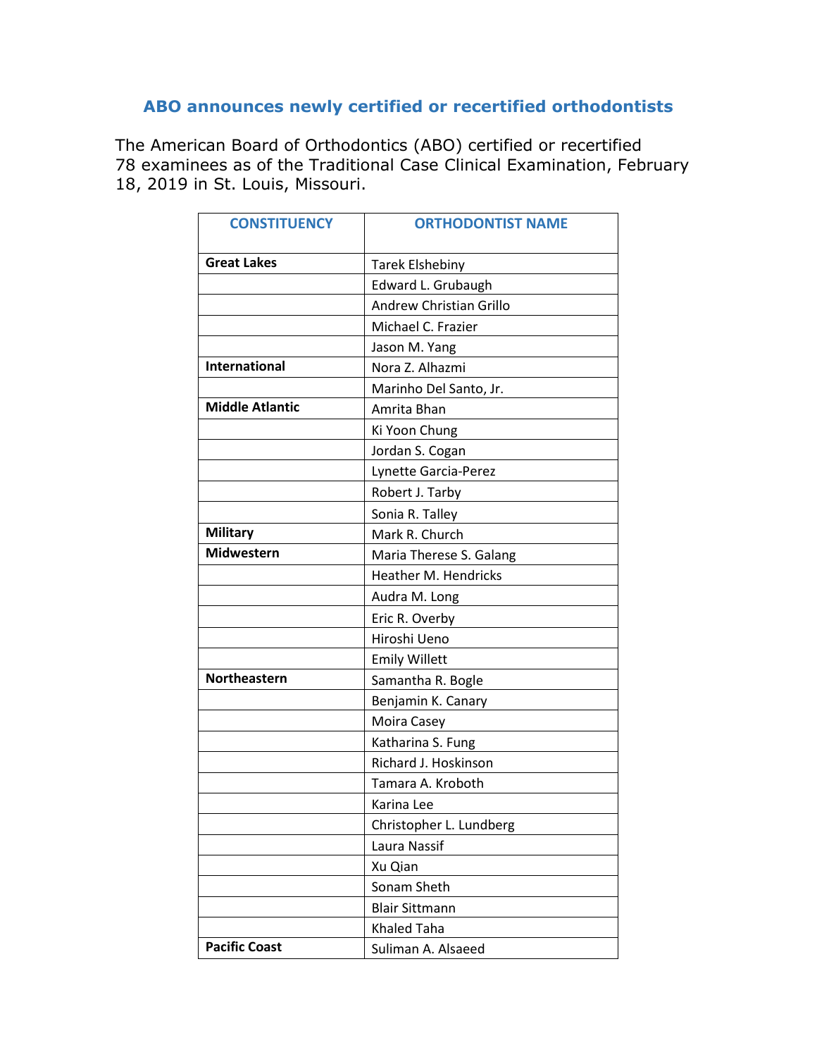## ABO announces newly certified or recertified orthodontists

The American Board of Orthodontics (ABO) certified or recertified 78 examinees as of the Traditional Case Clinical Examination, February 18, 2019 in St. Louis, Missouri.

| CONSTITUENCY | ORTHODONTIST NAME |
|---|---|
| **Great Lakes** | Tarek Elshebiny |
| | Edward L. Grubaugh |
| | Andrew Christian Grillo |
| | Michael C. Frazier |
| | Jason M. Yang |
| **International** | Nora Z. Alhazmi |
| | Marinho Del Santo, Jr. |
| **Middle Atlantic** | Amrita Bhan |
| | Ki Yoon Chung |
| | Jordan S. Cogan |
| | Lynette Garcia-Perez |
| | Robert J. Tarby |
| | Sonia R. Talley |
| **Military** | Mark R. Church |
| **Midwestern** | Maria Therese S. Galang |
| | Heather M. Hendricks |
| | Audra M. Long |
| | Eric R. Overby |
| | Hiroshi Ueno |
| | Emily Willett |
| **Northeastern** | Samantha R. Bogle |
| | Benjamin K. Canary |
| | Moira Casey |
| | Katharina S. Fung |
| | Richard J. Hoskinson |
| | Tamara A. Kroboth |
| | Karina Lee |
| | Christopher L. Lundberg |
| | Laura Nassif |
| | Xu Qian |
| | Sonam Sheth |
| | Blair Sittmann |
| | Khaled Taha |
| **Pacific Coast** | Suliman A. Alsaeed |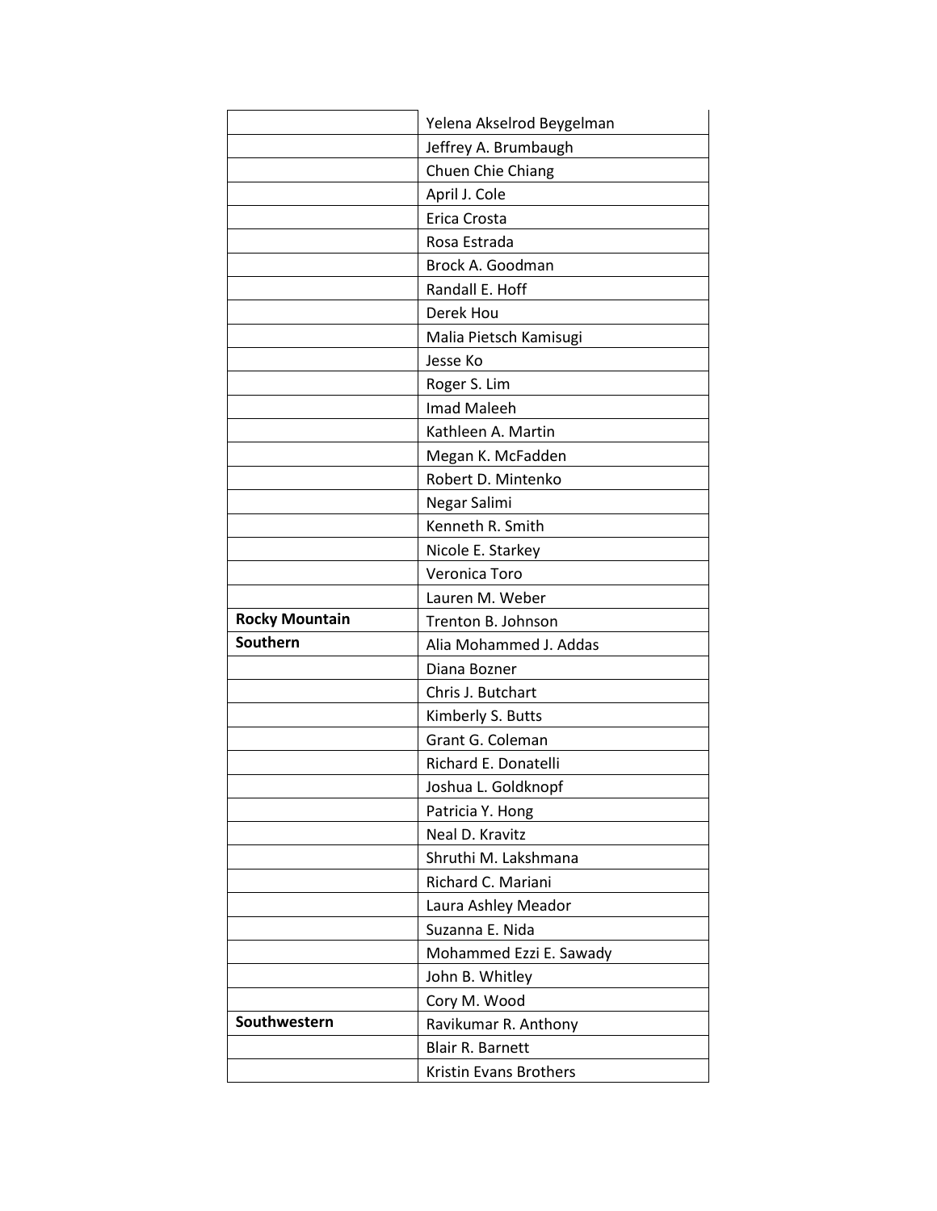| | |
|---|---|
| | Yelena Akselrod Beygelman |
| | Jeffrey A. Brumbaugh |
| | Chuen Chie Chiang |
| | April J. Cole |
| | Erica Crosta |
| | Rosa Estrada |
| | Brock A. Goodman |
| | Randall E. Hoff |
| | Derek Hou |
| | Malia Pietsch Kamisugi |
| | Jesse Ko |
| | Roger S. Lim |
| | Imad Maleeh |
| | Kathleen A. Martin |
| | Megan K. McFadden |
| | Robert D. Mintenko |
| | Negar Salimi |
| | Kenneth R. Smith |
| | Nicole E. Starkey |
| | Veronica Toro |
| | Lauren M. Weber |
| **Rocky Mountain** | Trenton B. Johnson |
| **Southern** | Alia Mohammed J. Addas |
| | Diana Bozner |
| | Chris J. Butchart |
| | Kimberly S. Butts |
| | Grant G. Coleman |
| | Richard E. Donatelli |
| | Joshua L. Goldknopf |
| | Patricia Y. Hong |
| | Neal D. Kravitz |
| | Shruthi M. Lakshmana |
| | Richard C. Mariani |
| | Laura Ashley Meador |
| | Suzanna E. Nida |
| | Mohammed Ezzi E. Sawady |
| | John B. Whitley |
| | Cory M. Wood |
| **Southwestern** | Ravikumar R. Anthony |
| | Blair R. Barnett |
| | Kristin Evans Brothers |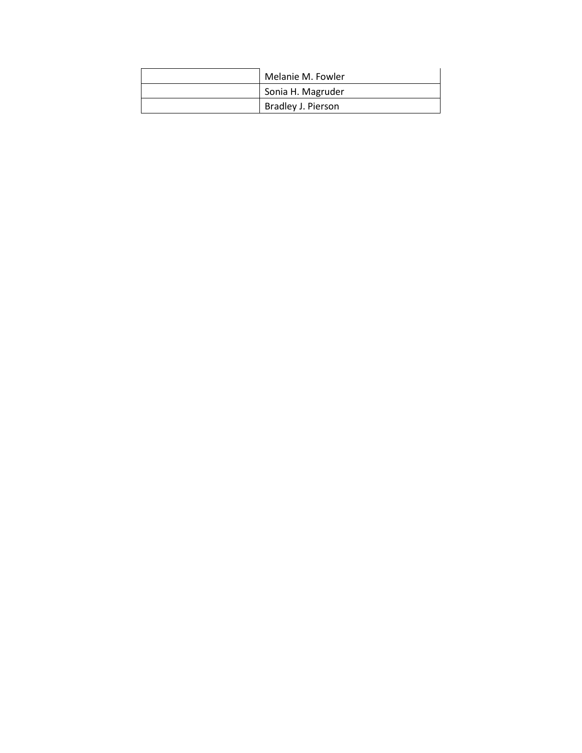| | |
|---|---|
| | Melanie M. Fowler |
| | Sonia H. Magruder |
| | Bradley J. Pierson |